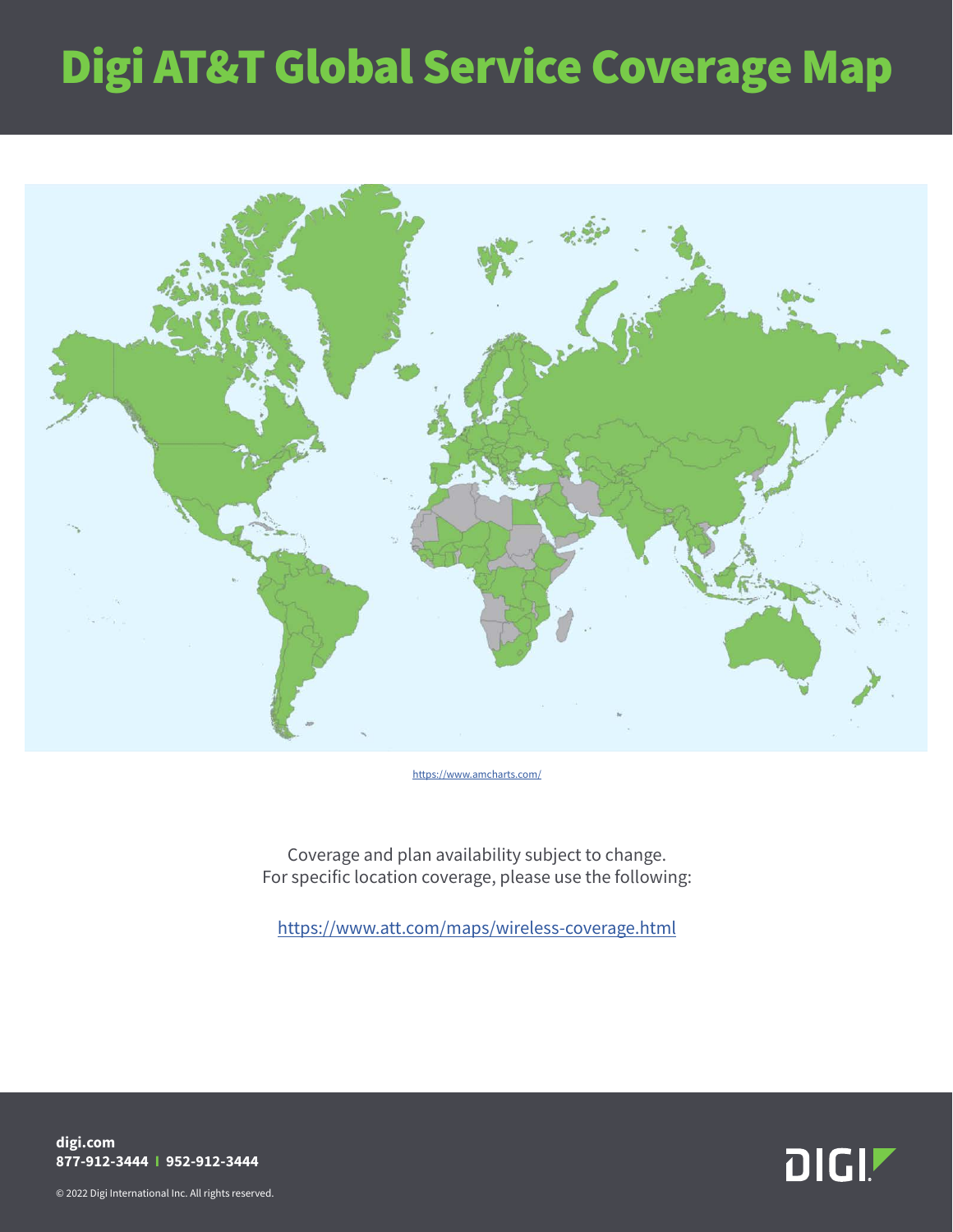# Digi AT&T Global Service Coverage Map

https://www.amcharts.com/

Coverage and plan availability subject to change.
For specific location coverage, please use the following:

https://www.att.com/maps/wireless-coverage.html

**digi.com**
**877-912-3444 | 952-912-3444**

© 2022 Digi International Inc. All rights reserved.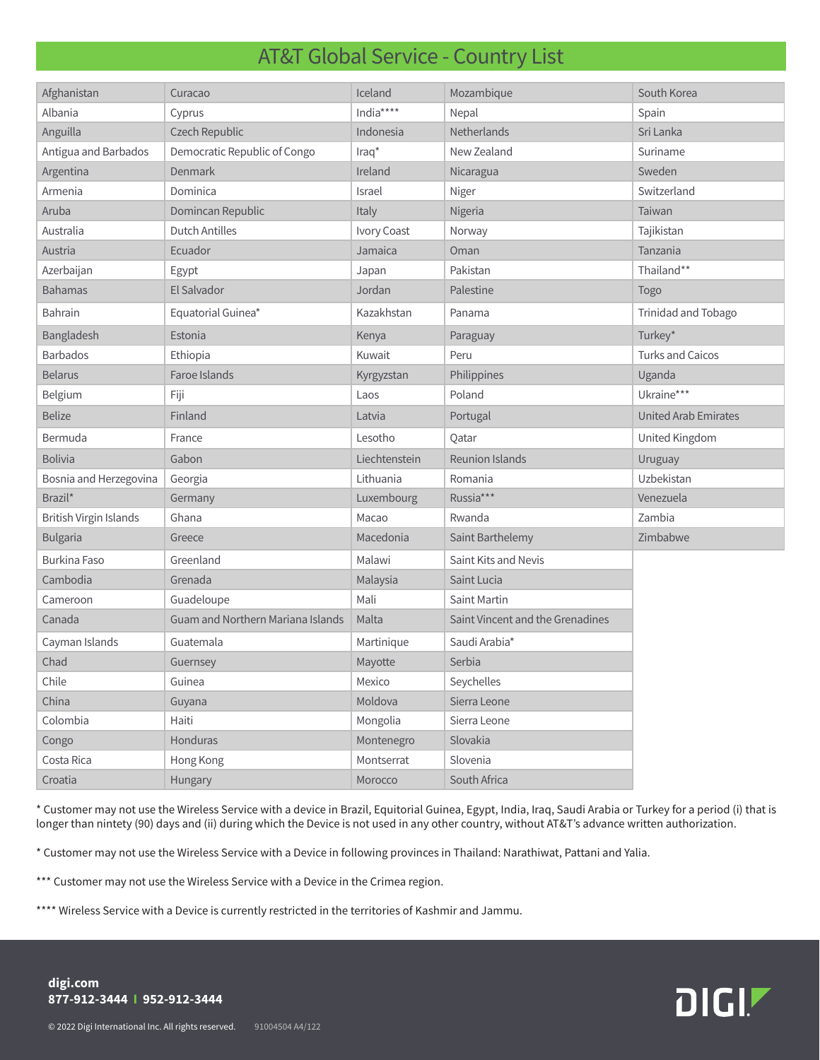# AT&T Global Service - Country List

| | | | | |
|---|---|---|---|---|
| Afghanistan | Curacao | Iceland | Mozambique | South Korea |
| Albania | Cyprus | India**** | Nepal | Spain |
| Anguilla | Czech Republic | Indonesia | Netherlands | Sri Lanka |
| Antigua and Barbados | Democratic Republic of Congo | Iraq* | New Zealand | Suriname |
| Argentina | Denmark | Ireland | Nicaragua | Sweden |
| Armenia | Dominica | Israel | Niger | Switzerland |
| Aruba | Domincan Republic | Italy | Nigeria | Taiwan |
| Australia | Dutch Antilles | Ivory Coast | Norway | Tajikistan |
| Austria | Ecuador | Jamaica | Oman | Tanzania |
| Azerbaijan | Egypt | Japan | Pakistan | Thailand** |
| Bahamas | El Salvador | Jordan | Palestine | Togo |
| Bahrain | Equatorial Guinea* | Kazakhstan | Panama | Trinidad and Tobago |
| Bangladesh | Estonia | Kenya | Paraguay | Turkey* |
| Barbados | Ethiopia | Kuwait | Peru | Turks and Caicos |
| Belarus | Faroe Islands | Kyrgyzstan | Philippines | Uganda |
| Belgium | Fiji | Laos | Poland | Ukraine*** |
| Belize | Finland | Latvia | Portugal | United Arab Emirates |
| Bermuda | France | Lesotho | Qatar | United Kingdom |
| Bolivia | Gabon | Liechtenstein | Reunion Islands | Uruguay |
| Bosnia and Herzegovina | Georgia | Lithuania | Romania | Uzbekistan |
| Brazil* | Germany | Luxembourg | Russia*** | Venezuela |
| British Virgin Islands | Ghana | Macao | Rwanda | Zambia |
| Bulgaria | Greece | Macedonia | Saint Barthelemy | Zimbabwe |
| Burkina Faso | Greenland | Malawi | Saint Kits and Nevis | |
| Cambodia | Grenada | Malaysia | Saint Lucia | |
| Cameroon | Guadeloupe | Mali | Saint Martin | |
| Canada | Guam and Northern Mariana Islands | Malta | Saint Vincent and the Grenadines | |
| Cayman Islands | Guatemala | Martinique | Saudi Arabia* | |
| Chad | Guernsey | Mayotte | Serbia | |
| Chile | Guinea | Mexico | Seychelles | |
| China | Guyana | Moldova | Sierra Leone | |
| Colombia | Haiti | Mongolia | Sierra Leone | |
| Congo | Honduras | Montenegro | Slovakia | |
| Costa Rica | Hong Kong | Montserrat | Slovenia | |
| Croatia | Hungary | Morocco | South Africa | |

* Customer may not use the Wireless Service with a device in Brazil, Equitorial Guinea, Egypt, India, Iraq, Saudi Arabia or Turkey for a period (i) that is longer than nintety (90) days and (ii) during which the Device is not used in any other country, without AT&T's advance written authorization.

* Customer may not use the Wireless Service with a Device in following provinces in Thailand: Narathiwat, Pattani and Yalia.

*** Customer may not use the Wireless Service with a Device in the Crimea region.

**** Wireless Service with a Device is currently restricted in the territories of Kashmir and Jammu.

**digi.com**
**877-912-3444 | 952-912-3444**

© 2022 Digi International Inc. All rights reserved. 91004504 A4/122